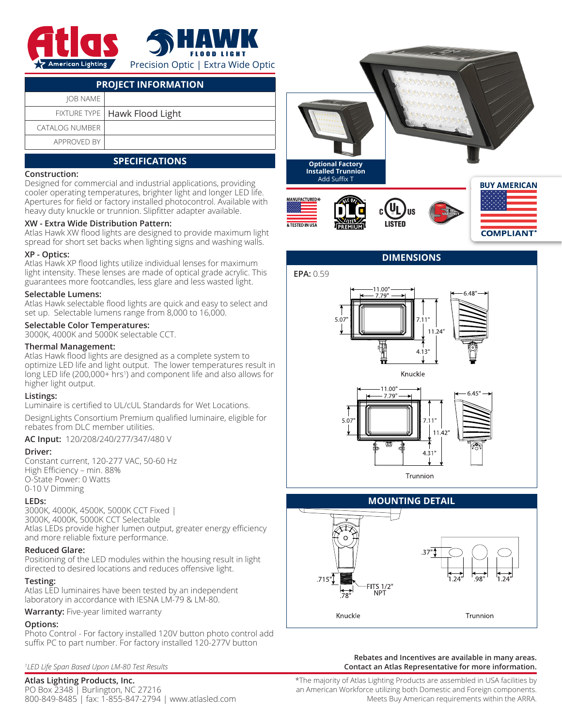# Atlas American Lighting — HAWK FLOOD LIGHT

Precision Optic | Extra Wide Optic

## PROJECT INFORMATION

| | |
|---|---|
| JOB NAME | |
| FIXTURE TYPE | Hawk Flood Light |
| CATALOG NUMBER | |
| APPROVED BY | |

## SPECIFICATIONS

**Construction:**
Designed for commercial and industrial applications, providing cooler operating temperatures, brighter light and longer LED life. Apertures for field or factory installed photocontrol. Available with heavy duty knuckle or trunnion. Slipfitter adapter available.

**XW - Extra Wide Distribution Pattern:**
Atlas Hawk XW flood lights are designed to provide maximum light spread for short set backs when lighting signs and washing walls.

**XP - Optics:**
Atlas Hawk XP flood lights utilize individual lenses for maximum light intensity. These lenses are made of optical grade acrylic. This guarantees more footcandles, less glare and less wasted light.

**Selectable Lumens:**
Atlas Hawk selectable flood lights are quick and easy to select and set up. Selectable lumens range from 8,000 to 16,000.

**Selectable Color Temperatures:**
3000K, 4000K and 5000K selectable CCT.

**Thermal Management:**
Atlas Hawk flood lights are designed as a complete system to optimize LED life and light output. The lower temperatures result in long LED life (200,000+ hrs[1]) and component life and also allows for higher light output.

**Listings:**
Luminaire is certified to UL/cUL Standards for Wet Locations.

DesignLights Consortium Premium qualified luminaire, eligible for rebates from DLC member utilities.

**AC Input:** 120/208/240/277/347/480 V

**Driver:**
Constant current, 120-277 VAC, 50-60 Hz
High Efficiency – min. 88%
O-State Power: 0 Watts
0-10 V Dimming

**LEDs:**
3000K, 4000K, 4500K, 5000K CCT Fixed |
3000K, 4000K, 5000K CCT Selectable
Atlas LEDs provide higher lumen output, greater energy efficiency and more reliable fixture performance.

**Reduced Glare:**
Positioning of the LED modules within the housing result in light directed to desired locations and reduces offensive light.

**Testing:**
Atlas LED luminaires have been tested by an independent laboratory in accordance with IESNA LM-79 & LM-80.

**Warranty:** Five-year limited warranty

**Options:**
Photo Control - For factory installed 120V button photo control add suffix PC to part number. For factory installed 120-277V button

*[1]LED Life Span Based Upon LM-80 Test Results*

**Optional Factory Installed Trunnion**
Add Suffix T

MANUFACTURED & TESTED IN USA | DLC PREMIUM | c UL us LISTED | 5 YR WARRANTY | BUY AMERICAN COMPLIANT*

## DIMENSIONS

**EPA:** 0.59

Knuckle: 11.00", 7.79", 6.48", 5.07", 7.11", 11.24", 4.13"

Trunnion: 11.00", 7.79", 6.45", 5.07", 7.11", 11.42", 4.31"

## MOUNTING DETAIL

Knuckle: .715", .78", FITS 1/2" NPT

Trunnion: .37", 1.24", .98", 1.24"

**Rebates and Incentives are available in many areas. Contact an Atlas Representative for more information.**

**Atlas Lighting Products, Inc.**
PO Box 2348 | Burlington, NC 27216
800-849-8485 | fax: 1-855-847-2794 | www.atlasled.com

*The majority of Atlas Lighting Products are assembled in USA facilities by an American Workforce utilizing both Domestic and Foreign components. Meets Buy American requirements within the ARRA.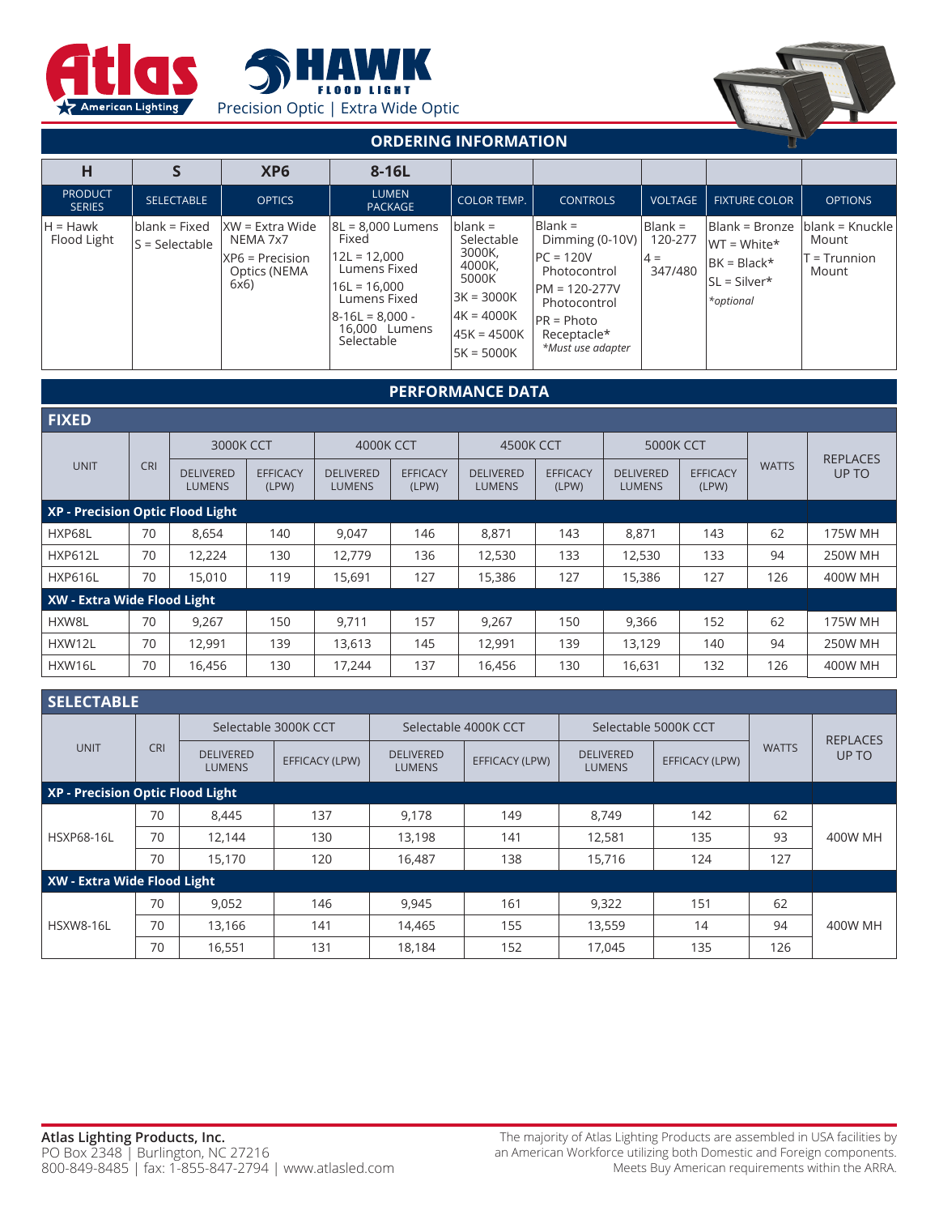Atlas American Lighting

# HAWK FLOOD LIGHT

Precision Optic | Extra Wide Optic

## ORDERING INFORMATION

| H | S | XP6 | 8-16L | | | | | |
|---|---|---|---|---|---|---|---|---|
| PRODUCT SERIES | SELECTABLE | OPTICS | LUMEN PACKAGE | COLOR TEMP. | CONTROLS | VOLTAGE | FIXTURE COLOR | OPTIONS |
| H = Hawk Flood Light | blank = Fixed<br>S = Selectable | XW = Extra Wide NEMA 7x7<br>XP6 = Precision Optics (NEMA 6x6) | 8L = 8,000 Lumens Fixed<br>12L = 12,000 Lumens Fixed<br>16L = 16,000 Lumens Fixed<br>8-16L = 8,000 - 16,000 Lumens Selectable | blank = Selectable 3000K, 4000K, 5000K<br>3K = 3000K<br>4K = 4000K<br>45K = 4500K<br>5K = 5000K | Blank = Dimming (0-10V)<br>PC = 120V Photocontrol<br>PM = 120-277V Photocontrol<br>PR = Photo Receptacle*<br>*Must use adapter* | Blank = 120-277<br>4 = 347/480 | Blank = Bronze<br>WT = White*<br>BK = Black*<br>SL = Silver*<br>*optional* | blank = Knuckle Mount<br>T = Trunnion Mount |

## PERFORMANCE DATA

### FIXED

| UNIT | CRI | 3000K CCT | | 4000K CCT | | 4500K CCT | | 5000K CCT | | WATTS | REPLACES UP TO |
|---|---|---|---|---|---|---|---|---|---|---|---|
| | | DELIVERED LUMENS | EFFICACY (LPW) | DELIVERED LUMENS | EFFICACY (LPW) | DELIVERED LUMENS | EFFICACY (LPW) | DELIVERED LUMENS | EFFICACY (LPW) | | |
| **XP - Precision Optic Flood Light** | | | | | | | | | | | |
| HXP68L | 70 | 8,654 | 140 | 9,047 | 146 | 8,871 | 143 | 8,871 | 143 | 62 | 175W MH |
| HXP612L | 70 | 12,224 | 130 | 12,779 | 136 | 12,530 | 133 | 12,530 | 133 | 94 | 250W MH |
| HXP616L | 70 | 15,010 | 119 | 15,691 | 127 | 15,386 | 127 | 15,386 | 127 | 126 | 400W MH |
| **XW - Extra Wide Flood Light** | | | | | | | | | | | |
| HXW8L | 70 | 9,267 | 150 | 9,711 | 157 | 9,267 | 150 | 9,366 | 152 | 62 | 175W MH |
| HXW12L | 70 | 12,991 | 139 | 13,613 | 145 | 12,991 | 139 | 13,129 | 140 | 94 | 250W MH |
| HXW16L | 70 | 16,456 | 130 | 17,244 | 137 | 16,456 | 130 | 16,631 | 132 | 126 | 400W MH |

### SELECTABLE

| UNIT | CRI | Selectable 3000K CCT | | Selectable 4000K CCT | | Selectable 5000K CCT | | WATTS | REPLACES UP TO |
|---|---|---|---|---|---|---|---|---|---|
| | | DELIVERED LUMENS | EFFICACY (LPW) | DELIVERED LUMENS | EFFICACY (LPW) | DELIVERED LUMENS | EFFICACY (LPW) | | |
| **XP - Precision Optic Flood Light** | | | | | | | | | |
| HSXP68-16L | 70 | 8,445 | 137 | 9,178 | 149 | 8,749 | 142 | 62 | 400W MH |
| | 70 | 12,144 | 130 | 13,198 | 141 | 12,581 | 135 | 93 | |
| | 70 | 15,170 | 120 | 16,487 | 138 | 15,716 | 124 | 127 | |
| **XW - Extra Wide Flood Light** | | | | | | | | | |
| HSXW8-16L | 70 | 9,052 | 146 | 9,945 | 161 | 9,322 | 151 | 62 | 400W MH |
| | 70 | 13,166 | 141 | 14,465 | 155 | 13,559 | 14 | 94 | |
| | 70 | 16,551 | 131 | 18,184 | 152 | 17,045 | 135 | 126 | |

**Atlas Lighting Products, Inc.**
PO Box 2348 | Burlington, NC 27216
800-849-8485 | fax: 1-855-847-2794 | www.atlasled.com

The majority of Atlas Lighting Products are assembled in USA facilities by an American Workforce utilizing both Domestic and Foreign components. Meets Buy American requirements within the ARRA.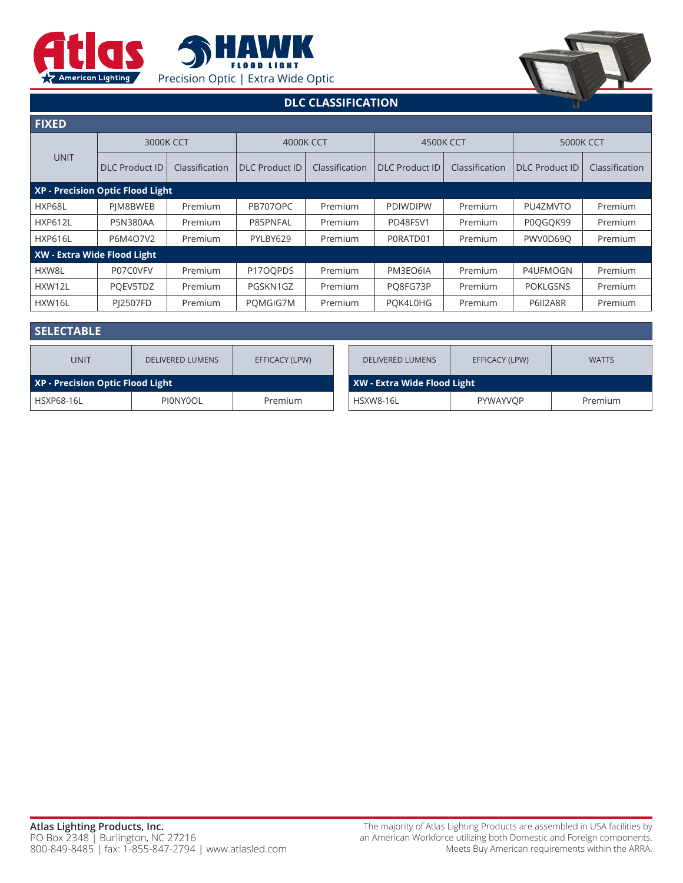# Atlas American Lighting — HAWK Flood Light

Precision Optic | Extra Wide Optic

## DLC CLASSIFICATION

### FIXED

| UNIT | 3000K CCT | | 4000K CCT | | 4500K CCT | | 5000K CCT | |
|---|---|---|---|---|---|---|---|---|
| | DLC Product ID | Classification | DLC Product ID | Classification | DLC Product ID | Classification | DLC Product ID | Classification |
| **XP - Precision Optic Flood Light** | | | | | | | | |
| HXP68L | PJM8BWEB | Premium | PB707OPC | Premium | PDIWDIPW | Premium | PU4ZMVTO | Premium |
| HXP612L | P5N380AA | Premium | P85PNFAL | Premium | PD48FSV1 | Premium | P0QGQK99 | Premium |
| HXP616L | P6M4O7V2 | Premium | PYLBY629 | Premium | P0RATD01 | Premium | PWV0D69Q | Premium |
| **XW - Extra Wide Flood Light** | | | | | | | | |
| HXW8L | P07C0VFV | Premium | P17OQPDS | Premium | PM3EO6IA | Premium | P4UFMOGN | Premium |
| HXW12L | PQEV5TDZ | Premium | PGSKN1GZ | Premium | PQ8FG73P | Premium | POKLGSNS | Premium |
| HXW16L | PJ2507FD | Premium | PQMGIG7M | Premium | PQK4L0HG | Premium | P6II2A8R | Premium |

### SELECTABLE

| UNIT | DELIVERED LUMENS | EFFICACY (LPW) |
|---|---|---|
| **XP - Precision Optic Flood Light** | | |
| HSXP68-16L | PI0NY0OL | Premium |

| DELIVERED LUMENS | EFFICACY (LPW) | WATTS |
|---|---|---|
| **XW - Extra Wide Flood Light** | | |
| HSXW8-16L | PYWAYVQP | Premium |

**Atlas Lighting Products, Inc.**
PO Box 2348 | Burlington, NC 27216
800-849-8485 | fax: 1-855-847-2794 | www.atlasled.com

The majority of Atlas Lighting Products are assembled in USA facilities by an American Workforce utilizing both Domestic and Foreign components. Meets Buy American requirements within the ARRA.